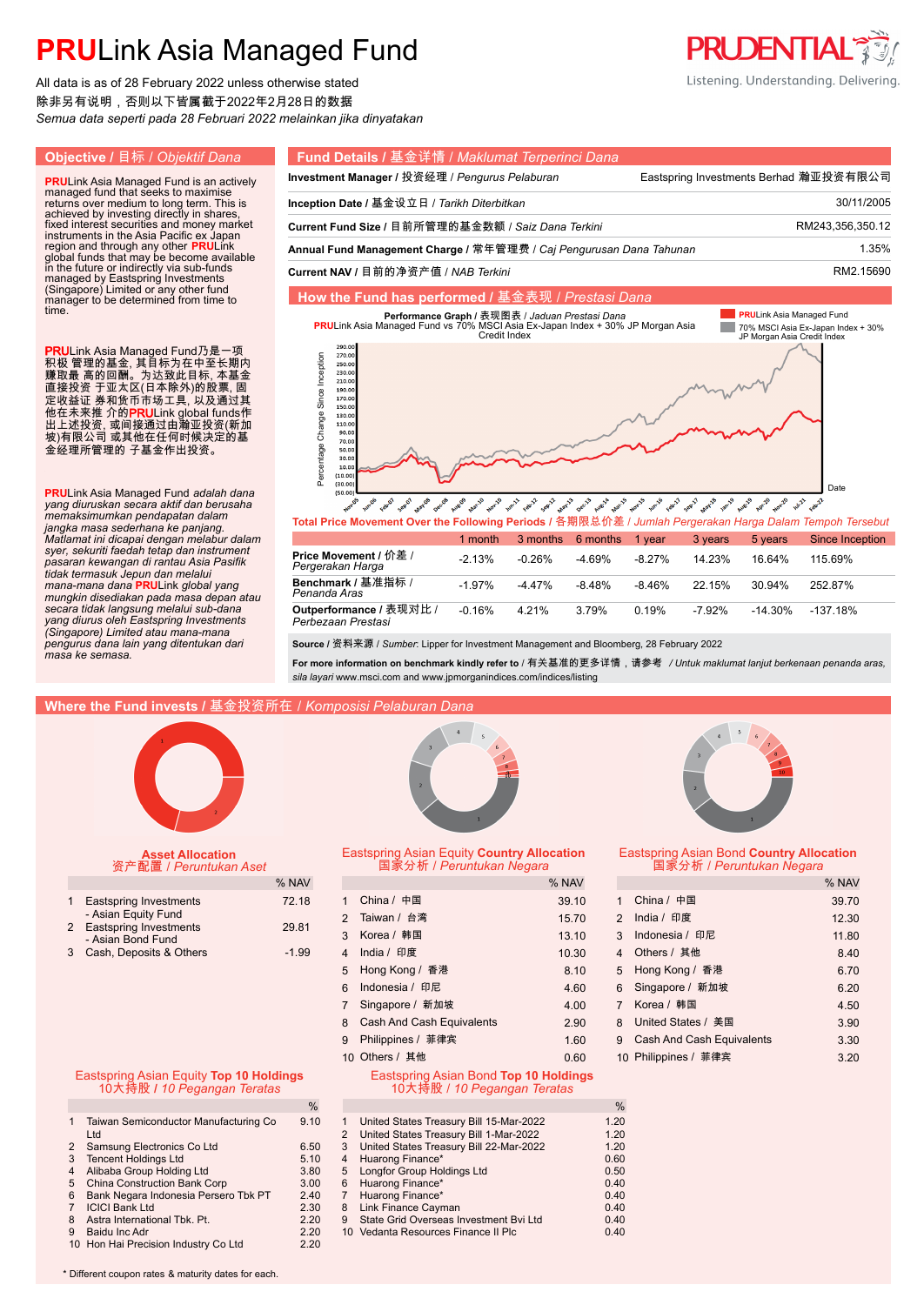# PRULink Asia Managed Fund

All data is as of 28 February 2022 unless otherwise stated
除非另有说明，否则以下皆属截于2022年2月28日的数据
*Semua data seperti pada 28 Februari 2022 melainkan jika dinyatakan*

Listening. Understanding. Delivering.

## Objective / 目标 / *Objektif Dana*

**PRU**Link Asia Managed Fund is an actively managed fund that seeks to maximise returns over medium to long term. This is achieved by investing directly in shares, fixed interest securities and money market instruments in the Asia Pacific ex Japan region and through any other **PRU**Link global funds that may be become available in the future or indirectly via sub-funds managed by Eastspring Investments (Singapore) Limited or any other fund manager to be determined from time to time.

**PRU**Link Asia Managed Fund乃是一项积极管理的基金，其目标为在中至长期内赚取最高的回酬。为达致此目标，本基金直接投资于亚太区(日本除外)的股票，固定收益证券和货币市场工具，以及通过其他在未来推介的**PRU**Link global funds作出上述投资，或间接通过由瀚亚投资(新加坡)有限公司或其他在任何时候决定的基金经理所管理的子基金作出投资。

**PRU**Link Asia Managed Fund *adalah dana yang diuruskan secara aktif dan berusaha memaksimumkan pendapatan dalam jangka masa sederhana ke panjang. Matlamat ini dicapai dengan melabur dalam syer, sekuriti faedah tetap dan instrument pasaran kewangan di rantau Asia Pasifik tidak termasuk Jepun dan melalui mana-mana dana* **PRU**Link *global yang mungkin disediakan pada masa depan atau secara tidak langsung melalui sub-dana yang diurus oleh Eastspring Investments (Singapore) Limited atau mana-mana pengurus dana lain yang ditentukan dari masa ke semasa.*

## Fund Details / 基金详情 / *Maklumat Terperinci Dana*

| | |
|---|---|
| **Investment Manager** / 投资经理 / *Pengurus Pelaburan* | Eastspring Investments Berhad 瀚亚投资有限公司 |
| **Inception Date** / 基金设立日 / *Tarikh Diterbitkan* | 30/11/2005 |
| **Current Fund Size** / 目前所管理的基金数额 / *Saiz Dana Terkini* | RM243,356,350.12 |
| **Annual Fund Management Charge** / 常年管理费 / *Caj Pengurusan Dana Tahunan* | 1.35% |
| **Current NAV** / 目前的净资产值 / *NAB Terkini* | RM2.15690 |

## How the Fund has performed / 基金表现 / *Prestasi Dana*

Performance Graph / 表现图表 / *Jaduan Prestasi Dana*
**PRU**Link Asia Managed Fund vs 70% MSCI Asia Ex-Japan Index + 30% JP Morgan Asia Credit Index

**Total Price Movement Over the Following Periods** / 各期限总价差 / *Jumlah Pergerakan Harga Dalam Tempoh Tersebut*

| | 1 month | 3 months | 6 months | 1 year | 3 years | 5 years | Since Inception |
|---|---|---|---|---|---|---|---|
| **Price Movement** / 价差 / *Pergerakan Harga* | -2.13% | -0.26% | -4.69% | -8.27% | 14.23% | 16.64% | 115.69% |
| **Benchmark** / 基准指标 / *Penanda Aras* | -1.97% | -4.47% | -8.48% | -8.46% | 22.15% | 30.94% | 252.87% |
| **Outperformance** / 表现对比 / *Perbezaan Prestasi* | -0.16% | 4.21% | 3.79% | 0.19% | -7.92% | -14.30% | -137.18% |

**Source** / 资料来源 / *Sumber*: Lipper for Investment Management and Bloomberg, 28 February 2022

**For more information on benchmark kindly refer to** / 有关基准的更多详情，请参考 / *Untuk maklumat lanjut berkenaan penanda aras, sila layari* www.msci.com and www.jpmorganindices.com/indices/listing

## Where the Fund invests / 基金投资所在 / *Komposisi Pelaburan Dana*

### Asset Allocation
资产配置 / *Peruntukan Aset*

| | | % NAV |
|---|---|---|
| 1 | Eastspring Investments - Asian Equity Fund | 72.18 |
| 2 | Eastspring Investments - Asian Bond Fund | 29.81 |
| 3 | Cash, Deposits & Others | -1.99 |

### Eastspring Asian Equity Country Allocation
国家分析 / *Peruntukan Negara*

| | | % NAV |
|---|---|---|
| 1 | China / 中国 | 39.10 |
| 2 | Taiwan / 台湾 | 15.70 |
| 3 | Korea / 韩国 | 13.10 |
| 4 | India / 印度 | 10.30 |
| 5 | Hong Kong / 香港 | 8.10 |
| 6 | Indonesia / 印尼 | 4.60 |
| 7 | Singapore / 新加坡 | 4.00 |
| 8 | Cash And Cash Equivalents | 2.90 |
| 9 | Philippines / 菲律宾 | 1.60 |
| 10 | Others / 其他 | 0.60 |

### Eastspring Asian Bond Country Allocation
国家分析 / *Peruntukan Negara*

| | | % NAV |
|---|---|---|
| 1 | China / 中国 | 39.70 |
| 2 | India / 印度 | 12.30 |
| 3 | Indonesia / 印尼 | 11.80 |
| 4 | Others / 其他 | 8.40 |
| 5 | Hong Kong / 香港 | 6.70 |
| 6 | Singapore / 新加坡 | 6.20 |
| 7 | Korea / 韩国 | 4.50 |
| 8 | United States / 美国 | 3.90 |
| 9 | Cash And Cash Equivalents | 3.30 |
| 10 | Philippines / 菲律宾 | 3.20 |

### Eastspring Asian Equity Top 10 Holdings
10大持股 / *10 Pegangan Teratas*

| | | % |
|---|---|---|
| 1 | Taiwan Semiconductor Manufacturing Co Ltd | 9.10 |
| 2 | Samsung Electronics Co Ltd | 6.50 |
| 3 | Tencent Holdings Ltd | 5.10 |
| 4 | Alibaba Group Holding Ltd | 3.80 |
| 5 | China Construction Bank Corp | 3.00 |
| 6 | Bank Negara Indonesia Persero Tbk PT | 2.40 |
| 7 | ICICI Bank Ltd | 2.30 |
| 8 | Astra International Tbk. Pt. | 2.20 |
| 9 | Baidu Inc Adr | 2.20 |
| 10 | Hon Hai Precision Industry Co Ltd | 2.20 |

### Eastspring Asian Bond Top 10 Holdings
10大持股 / *10 Pegangan Teratas*

| | | % |
|---|---|---|
| 1 | United States Treasury Bill 15-Mar-2022 | 1.20 |
| 2 | United States Treasury Bill 1-Mar-2022 | 1.20 |
| 3 | United States Treasury Bill 22-Mar-2022 | 1.20 |
| 4 | Huarong Finance* | 0.60 |
| 5 | Longfor Group Holdings Ltd | 0.50 |
| 6 | Huarong Finance* | 0.40 |
| 7 | Huarong Finance* | 0.40 |
| 8 | Link Finance Cayman | 0.40 |
| 9 | State Grid Overseas Investment Bvi Ltd | 0.40 |
| 10 | Vedanta Resources Finance II Plc | 0.40 |

\* Different coupon rates & maturity dates for each.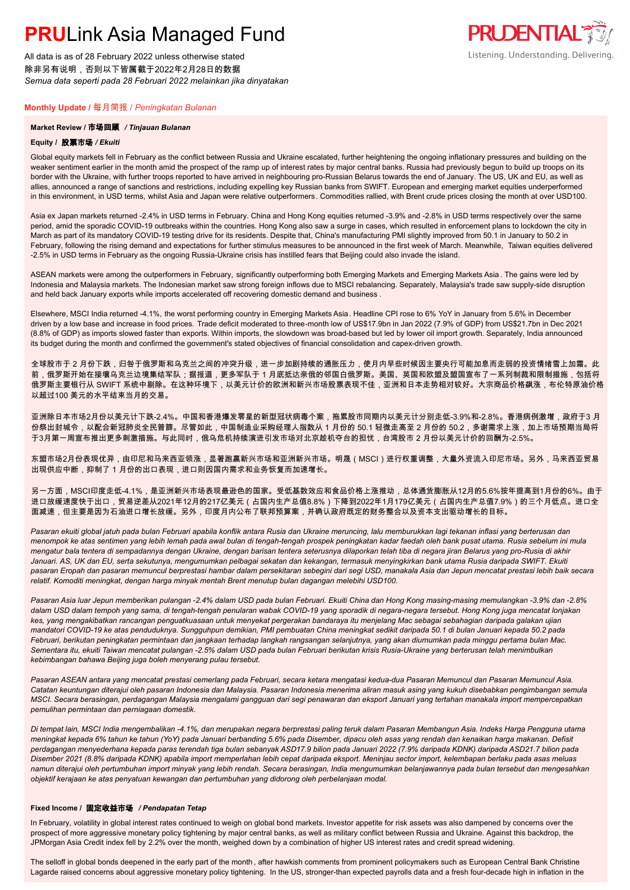# **PRU**Link Asia Managed Fund

All data is as of 28 February 2022 unless otherwise stated
除非另有说明，否则以下皆属截于2022年2月28日的数据
*Semua data seperti pada 28 Februari 2022 melainkan jika dinyatakan*

**Monthly Update** / 每月简报 / *Peningkatan Bulanan*

**Market Review / 市场回顾 / *Tinjauan Bulanan***

**Equity / 股票市场 / *Ekuiti***

Global equity markets fell in February as the conflict between Russia and Ukraine escalated, further heightening the ongoing inflationary pressures and building on the weaker sentiment earlier in the month amid the prospect of the ramp up of interest rates by major central banks. Russia had previously begun to build up troops on its border with the Ukraine, with further troops reported to have arrived in neighbouring pro-Russian Belarus towards the end of January. The US, UK and EU, as well as allies, announced a range of sanctions and restrictions, including expelling key Russian banks from SWIFT. European and emerging market equities underperformed in this environment, in USD terms, whilst Asia and Japan were relative outperformers. Commodities rallied, with Brent crude prices closing the month at over USD100.

Asia ex Japan markets returned -2.4% in USD terms in February. China and Hong Kong equities returned -3.9% and -2.8% in USD terms respectively over the same period, amid the sporadic COVID-19 outbreaks within the countries. Hong Kong also saw a surge in cases, which resulted in enforcement plans to lockdown the city in March as part of its mandatory COVID-19 testing drive for its residents. Despite that, China's manufacturing PMI slightly improved from 50.1 in January to 50.2 in February, following the rising demand and expectations for further stimulus measures to be announced in the first week of March. Meanwhile, Taiwan equities delivered -2.5% in USD terms in February as the ongoing Russia-Ukraine crisis has instilled fears that Beijing could also invade the island.

ASEAN markets were among the outperformers in February, significantly outperforming both Emerging Markets and Emerging Markets Asia. The gains were led by Indonesia and Malaysia markets. The Indonesian market saw strong foreign inflows due to MSCI rebalancing. Separately, Malaysia's trade saw supply-side disruption and held back January exports while imports accelerated off recovering domestic demand and business .

Elsewhere, MSCI India returned -4.1%, the worst performing country in Emerging Markets Asia. Headline CPI rose to 6% YoY in January from 5.6% in December driven by a low base and increase in food prices. Trade deficit moderated to three-month low of US$17.9bn in Jan 2022 (7.9% of GDP) from US$21.7bn in Dec 2021 (8.8% of GDP) as imports slowed faster than exports. Within imports, the slowdown was broad-based but led by lower oil import growth. Separately, India announced its budget during the month and confirmed the government's stated objectives of financial consolidation and capex-driven growth.

全球股市于 2 月份下跌，归咎于俄罗斯和乌克兰之间的冲突升级，进一步加剧持续的通胀压力，使月内早些时候因主要央行可能加息而走弱的投资情绪雪上加霜。此前，俄罗斯开始在接壤乌克兰边境集结军队；据报道，更多军队于 1 月底抵达亲俄的邻国白俄罗斯。美国、英国和欧盟及盟国宣布了一系列制裁和限制措施，包括将俄罗斯主要银行从 SWIFT 系统中剔除。在这种环境下，以美元计价的欧洲和新兴市场股票表现不佳，亚洲和日本走势相对较好。大宗商品价格飙涨，布伦特原油价格以超过100 美元的水平结束当月的交易。

亚洲除日本市场2月份以美元计下跌-2.4%。中国和香港爆发零星的新型冠状病毒个案，拖累股市同期内以美元计分别走低-3.9%和-2.8%。香港病例激增，政府于3 月份祭出封城令，以配合新冠肺炎全民普篩。尽管如此，中国制造业采购经理人指数从 1 月份的 50.1 轻微走高至 2 月份的 50.2，多谢需求上涨，加上市场预期当局将于3月第一周宣布推出更多刺激措施。与此同时，俄乌危机持续演进引发市场对北京趁机夺台的担忧，台湾股市 2 月份以美元计价的回酬为-2.5%。

东盟市场2月份表现优异，由印尼和马来西亚领涨，显著跑赢新兴市场和亚洲新兴市场。明晟（MSCI）进行权重调整，大量外资流入印尼市场。另外，马来西亚贸易出现供应中断，抑制了 1 月份的出口表现，进口则因国内需求和业务恢复而加速增长。

另一方面，MSCI印度走低-4.1%，是亚洲新兴市场表现最逊色的国家。受低基数效应和食品价格上涨推动，总体通货膨胀从12月的5.6%按年提高到1月份的6%。由于进口放缓速度快于出口，贸易逆差从2021年12月的217亿美元（占国内生产总值8.8%）下降到2022年1月179亿美元（占国内生产总值7.9%）的三个月低点。进口全面减速，但主要是因为石油进口增长放缓。另外，印度月内公布了联邦预算案，并确认政府既定的财务整合以及资本支出驱动增长的目标。

*Pasaran ekuiti global jatuh pada bulan Februari apabila konflik antara Rusia dan Ukraine meruncing, lalu memburukkan lagi tekanan inflasi yang berterusan dan menompok ke atas sentimen yang lebih lemah pada awal bulan di tengah-tengah prospek peningkatan kadar faedah oleh bank pusat utama. Rusia sebelum ini mula mengatur bala tentera di sempadannya dengan Ukraine, dengan barisan tentera seterusnya dilaporkan telah tiba di negara jiran Belarus yang pro-Rusia di akhir Januari. AS, UK dan EU, serta sekutunya, mengumumkan pelbagai sekatan dan kekangan, termasuk menyingkirkan bank utama Rusia daripada SWIFT. Ekuiti pasaran Eropah dan pasaran memuncul berprestasi hambar dalam persekitaran sebegini dari segi USD, manakala Asia dan Jepun mencatat prestasi lebih baik secara relatif. Komoditi meningkat, dengan harga minyak mentah Brent menutup bulan dagangan melebihi USD100.*

*Pasaran Asia luar Jepun memberikan pulangan -2.4% dalam USD pada bulan Februari. Ekuiti China dan Hong Kong masing-masing memulangkan -3.9% dan -2.8% dalam USD dalam tempoh yang sama, di tengah-tengah penularan wabak COVID-19 yang sporadik di negara-negara tersebut. Hong Kong juga mencatat lonjakan kes, yang mengakibatkan rancangan penguatkuasaan untuk menyekat pergerakan bandaraya itu menjelang Mac sebagai sebahagian daripada galakan ujian mandatori COVID-19 ke atas penduduknya. Sungguhpun demikian, PMI pembuatan China meningkat sedikit daripada 50.1 di bulan Januari kepada 50.2 pada Februari, berikutan peningkatan permintaan dan jangkaan terhadap langkah rangsangan selanjutnya, yang akan diumumkan pada minggu pertama bulan Mac. Sementara itu, ekuiti Taiwan mencatat pulangan -2.5% dalam USD pada bulan Februari berikutan krisis Rusia-Ukraine yang berterusan telah menimbulkan kebimbangan bahawa Beijing juga boleh menyerang pulau tersebut.*

*Pasaran ASEAN antara yang mencatat prestasi cemerlang pada Februari, secara ketara mengatasi kedua-dua Pasaran Memuncul dan Pasaran Memuncul Asia. Catatan keuntungan diterajui oleh pasaran Indonesia dan Malaysia. Pasaran Indonesia menerima aliran masuk asing yang kukuh disebabkan pengimbangan semula MSCI. Secara berasingan, perdagangan Malaysia mengalami gangguan dari segi penawaran dan eksport Januari yang tertahan manakala import mempercepatkan pemulihan permintaan dan perniagaan domestik.*

*Di tempat lain, MSCI India mengembalikan -4.1%, dan merupakan negara berprestasi paling teruk dalam Pasaran Membangun Asia. Indeks Harga Pengguna utama meningkat kepada 6% tahun ke tahun (YoY) pada Januari berbanding 5.6% pada Disember, dipacu oleh asas yang rendah dan kenaikan harga makanan. Defisit perdagangan menyederhana kepada paras terendah tiga bulan sebanyak ASD17.9 bilion pada Januari 2022 (7.9% daripada KDNK) daripada ASD21.7 bilion pada Disember 2021 (8.8% daripada KDNK) apabila import memperlahan lebih cepat daripada eksport. Meninjau sector import, kelembapan berlaku pada asas meluas namun diterajui oleh pertumbuhan import minyak yang lebih rendah. Secara berasingan, India mengumumkan belanjawannya pada bulan tersebut dan mengesahkan objektif kerajaan ke atas penyatuan kewangan dan pertumbuhan yang didorong oleh perbelanjaan modal.*

**Fixed Income / 固定收益市场 / *Pendapatan Tetap***

In February, volatility in global interest rates continued to weigh on global bond markets. Investor appetite for risk assets was also dampened by concerns over the prospect of more aggressive monetary policy tightening by major central banks, as well as military conflict between Russia and Ukraine. Against this backdrop, the JPMorgan Asia Credit index fell by 2.2% over the month, weighed down by a combination of higher US interest rates and credit spread widening.

The selloff in global bonds deepened in the early part of the month, after hawkish comments from prominent policymakers such as European Central Bank Christine Lagarde raised concerns about aggressive monetary policy tightening. In the US, stronger-than expected payrolls data and a fresh four-decade high in inflation in the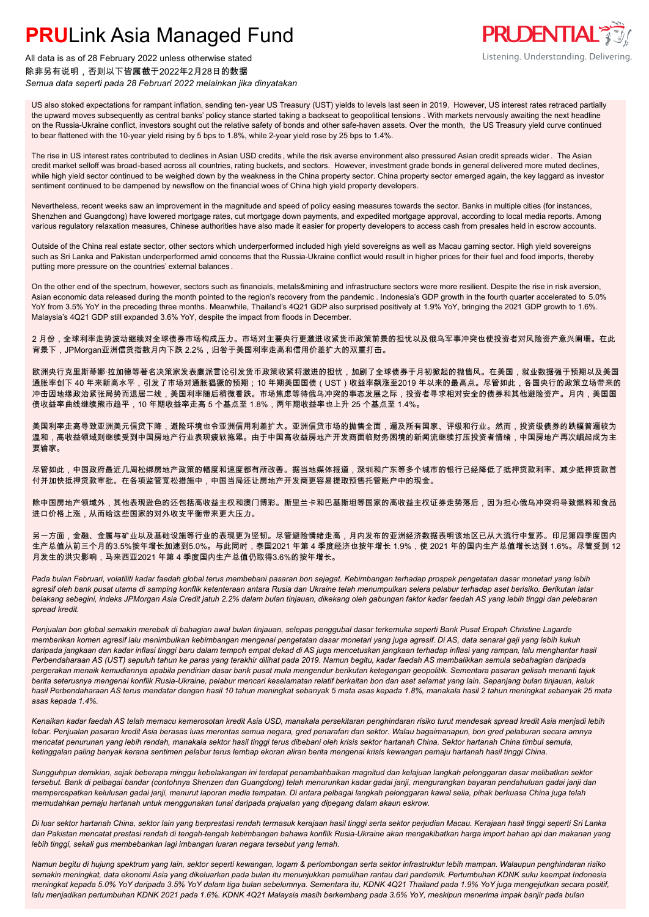US also stoked expectations for rampant inflation, sending ten- year US Treasury (UST) yields to levels last seen in 2019. However, US interest rates retraced partially the upward moves subsequently as central banks' policy stance started taking a backseat to geopolitical tensions . With markets nervously awaiting the next headline on the Russia-Ukraine conflict, investors sought out the relative safety of bonds and other safe-haven assets. Over the month, the US Treasury yield curve continued to bear flattened with the 10-year yield rising by 5 bps to 1.8%, while 2-year yield rose by 25 bps to 1.4%.

The rise in US interest rates contributed to declines in Asian USD credits , while the risk averse environment also pressured Asian credit spreads wider . The Asian credit market selloff was broad-based across all countries, rating buckets, and sectors. However, investment grade bonds in general delivered more muted declines, while high yield sector continued to be weighed down by the weakness in the China property sector. China property sector emerged again, the key laggard as investor sentiment continued to be dampened by newsflow on the financial woes of China high yield property developers.

Nevertheless, recent weeks saw an improvement in the magnitude and speed of policy easing measures towards the sector. Banks in multiple cities (for instances, Shenzhen and Guangdong) have lowered mortgage rates, cut mortgage down payments, and expedited mortgage approval, according to local media reports. Among various regulatory relaxation measures, Chinese authorities have also made it easier for property developers to access cash from presales held in escrow accounts.

Outside of the China real estate sector, other sectors which underperformed included high yield sovereigns as well as Macau gaming sector. High yield sovereigns such as Sri Lanka and Pakistan underperformed amid concerns that the Russia-Ukraine conflict would result in higher prices for their fuel and food imports, thereby putting more pressure on the countries' external balances .

On the other end of the spectrum, however, sectors such as financials, metals&mining and infrastructure sectors were more resilient. Despite the rise in risk aversion, Asian economic data released during the month pointed to the region's recovery from the pandemic . Indonesia's GDP growth in the fourth quarter accelerated to 5.0% YoY from 3.5% YoY in the preceding three months. Meanwhile, Thailand's 4Q21 GDP also surprised positively at 1.9% YoY, bringing the 2021 GDP growth to 1.6%. Malaysia's 4Q21 GDP still expanded 3.6% YoY, despite the impact from floods in December.

2 月份，全球利率走势波动继续对全球债券市场构成压力。市场对主要央行更激进收紧货币政策前景的担忧以及俄乌军事冲突也使投资者对风险资产意兴阑珊。在此背景下，JPMorgan亚洲信贷指数月内下跌 2.2%，归咎于美国利率走高和信用价差扩大的双重打击。

欧洲央行克里斯蒂娜·拉加德等著名决策家发表鹰派言论引发货币政策收紧将激进的担忧，加剧了全球债券于月初掀起的抛售风。在美国，就业数据强于预期以及美国通胀率创下 40 年来新高水平，引发了市场对通胀猖獗的预期；10 年期美国国债（UST）收益率飙涨至2019 年以来的最高点。尽管如此，各国央行的政策立场带来的冲击因地缘政治紧张局势而退居二线，美国利率随后稍微看跌。市场焦虑等待俄乌冲突的事态发展之际，投资者寻求相对安全的债券和其他避险资产。月内，美国国债收益率曲线继续熊市趋平，10 年期收益率走高 5 个基点至 1.8%，两年期收益率也上升 25 个基点至 1.4%。

美国利率走高导致亚洲美元信贷下降，避险环境也令亚洲信用利差扩大。亚洲信贷市场的抛售全面，遍及所有国家、评级和行业。然而，投资级债券的跌幅普遍较为温和，高收益领域则继续受到中国房地产行业表现疲软拖累。由于中国高收益房地产开发商面临财务困境的新闻流继续打压投资者情绪，中国房地产再次崛起成为主要输家。

尽管如此，中国政府最近几周松绑房地产政策的幅度和速度都有所改善。据当地媒体报道，深圳和广东等多个城市的银行已经降低了抵押贷款利率、减少抵押贷款首付并加快抵押贷款审批。在各项监管宽松措施中，中国当局还让房地产开发商更容易提取预售托管账户中的现金。

除中国房地产领域外，其他表现逊色的还包括高收益主权和澳门博彩。斯里兰卡和巴基斯坦等国家的高收益主权证券走势落后，因为担心俄乌冲突将导致燃料和食品进口价格上涨，从而给这些国家的对外收支平衡带来更大压力。

另一方面，金融、金属与矿业以及基础设施等行业的表现更为坚韧。尽管避险情绪走高，月内发布的亚洲经济数据表明该地区已从大流行中复苏。印尼第四季度国内生产总值从前三个月的3.5%按年增长加速到5.0%。与此同时，泰国2021 年第 4 季度经济也按年增长 1.9%，使 2021 年的国内生产总值增长达到 1.6%。尽管受到 12 月发生的洪灾影响，马来西亚2021 年第 4 季度国内生产总值仍取得3.6%的按年增长。

*Pada bulan Februari, volatiliti kadar faedah global terus membebani pasaran bon sejagat. Kebimbangan terhadap prospek pengetatan dasar monetari yang lebih agresif oleh bank pusat utama di samping konflik ketenteraan antara Rusia dan Ukraine telah menumpulkan selera pelabur terhadap aset berisiko. Berikutan latar belakang sebegini, indeks JPMorgan Asia Credit jatuh 2.2% dalam bulan tinjauan, dikekang oleh gabungan faktor kadar faedah AS yang lebih tinggi dan pelebaran spread kredit.*

*Penjualan bon global semakin merebak di bahagian awal bulan tinjauan, selepas penggubal dasar terkemuka seperti Bank Pusat Eropah Christine Lagarde memberikan komen agresif lalu menimbulkan kebimbangan mengenai pengetatan dasar monetari yang juga agresif. Di AS, data senarai gaji yang lebih kukuh daripada jangkaan dan kadar inflasi tinggi baru dalam tempoh empat dekad di AS juga mencetuskan jangkaan terhadap inflasi yang rampan, lalu menghantar hasil Perbendaharaan AS (UST) sepuluh tahun ke paras yang terakhir dilihat pada 2019. Namun begitu, kadar faedah AS membalikkan semula sebahagian daripada pergerakan menaik kemudiannya apabila pendirian dasar bank pusat mula mengendur berikutan ketegangan geopolitik. Sementara pasaran gelisah menanti tajuk berita seterusnya mengenai konflik Rusia-Ukraine, pelabur mencari keselamatan relatif berkaitan bon dan aset selamat yang lain. Sepanjang bulan tinjauan, keluk hasil Perbendaharaan AS terus mendatar dengan hasil 10 tahun meningkat sebanyak 5 mata asas kepada 1.8%, manakala hasil 2 tahun meningkat sebanyak 25 mata asas kepada 1.4%.*

*Kenaikan kadar faedah AS telah memacu kemerosotan kredit Asia USD, manakala persekitaran penghindaran risiko turut mendesak spread kredit Asia menjadi lebih lebar. Penjualan pasaran kredit Asia berasas luas merentas semua negara, gred penarafan dan sektor. Walau bagaimanapun, bon gred pelaburan secara amnya mencatat penurunan yang lebih rendah, manakala sektor hasil tinggi terus dibebani oleh krisis sektor hartanah China. Sektor hartanah China timbul semula, ketinggalan paling banyak kerana sentimen pelabur terus lembap ekoran aliran berita mengenai krisis kewangan pemaju hartanah hasil tinggi China.*

*Sungguhpun demikian, sejak beberapa minggu kebelakangan ini terdapat penambahbaikan magnitud dan kelajuan langkah pelonggaran dasar melibatkan sektor tersebut. Bank di pelbagai bandar (contohnya Shenzen dan Guangdong) telah menurunkan kadar gadai janji, mengurangkan bayaran pendahuluan gadai janji dan mempercepatkan kelulusan gadai janji, menurut laporan media tempatan. Di antara pelbagai langkah pelonggaran kawal selia, pihak berkuasa China juga telah memudahkan pemaju hartanah untuk menggunakan tunai daripada prajualan yang dipegang dalam akaun eskrow.*

*Di luar sektor hartanah China, sektor lain yang berprestasi rendah termasuk kerajaan hasil tinggi serta sektor perjudian Macau. Kerajaan hasil tinggi seperti Sri Lanka dan Pakistan mencatat prestasi rendah di tengah-tengah kebimbangan bahawa konflik Rusia-Ukraine akan mengakibatkan harga import bahan api dan makanan yang lebih tinggi, sekali gus membebankan lagi imbangan luaran negara tersebut yang lemah.*

*Namun begitu di hujung spektrum yang lain, sektor seperti kewangan, logam & perlombongan serta sektor infrastruktur lebih mampan. Walaupun penghindaran risiko semakin meningkat, data ekonomi Asia yang dikeluarkan pada bulan ini menunjukkan pemulihan rantau dari pandemik. Pertumbuhan KDNK suku keempat Indonesia meningkat kepada 5.0% YoY daripada 3.5% YoY dalam tiga bulan sebelumnya. Sementara itu, KDNK 4Q21 Thailand pada 1.9% YoY juga mengejutkan secara positif, lalu menjadikan pertumbuhan KDNK 2021 pada 1.6%. KDNK 4Q21 Malaysia masih berkembang pada 3.6% YoY, meskipun menerima impak banjir pada bulan*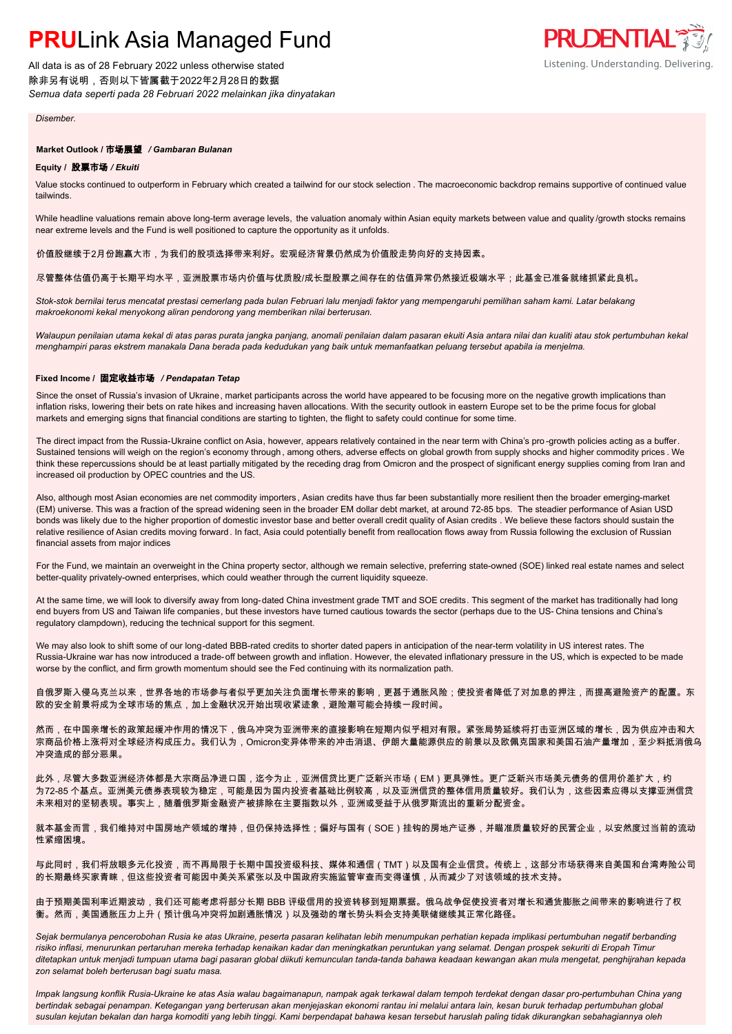*Disember.*

**Market Outlook / 市场展望** ***/ Gambaran Bulanan***

**Equity / 股票市场** ***/ Ekuiti***

Value stocks continued to outperform in February which created a tailwind for our stock selection . The macroeconomic backdrop remains supportive of continued value tailwinds.

While headline valuations remain above long-term average levels, the valuation anomaly within Asian equity markets between value and quality /growth stocks remains near extreme levels and the Fund is well positioned to capture the opportunity as it unfolds.

价值股继续于2月份跑赢大市，为我们的股项选择带来利好。宏观经济背景仍然成为价值股走势向好的支持因素。

尽管整体估值仍高于长期平均水平，亚洲股票市场内价值与优质股/成长型股票之间存在的估值异常仍然接近极端水平；此基金已准备就绪抓紧此良机。

*Stok-stok bernilai terus mencatat prestasi cemerlang pada bulan Februari lalu menjadi faktor yang mempengaruhi pemilihan saham kami. Latar belakang makroekonomi kekal menyokong aliran pendorong yang memberikan nilai berterusan.*

*Walaupun penilaian utama kekal di atas paras purata jangka panjang, anomali penilaian dalam pasaran ekuiti Asia antara nilai dan kualiti atau stok pertumbuhan kekal menghampiri paras ekstrem manakala Dana berada pada kedudukan yang baik untuk memanfaatkan peluang tersebut apabila ia menjelma.*

**Fixed Income / 固定收益市场** ***/ Pendapatan Tetap***

Since the onset of Russia's invasion of Ukraine, market participants across the world have appeared to be focusing more on the negative growth implications than inflation risks, lowering their bets on rate hikes and increasing haven allocations. With the security outlook in eastern Europe set to be the prime focus for global markets and emerging signs that financial conditions are starting to tighten, the flight to safety could continue for some time.

The direct impact from the Russia-Ukraine conflict on Asia, however, appears relatively contained in the near term with China's pro-growth policies acting as a buffer. Sustained tensions will weigh on the region's economy through, among others, adverse effects on global growth from supply shocks and higher commodity prices . We think these repercussions should be at least partially mitigated by the receding drag from Omicron and the prospect of significant energy supplies coming from Iran and increased oil production by OPEC countries and the US.

Also, although most Asian economies are net commodity importers, Asian credits have thus far been substantially more resilient then the broader emerging-market (EM) universe. This was a fraction of the spread widening seen in the broader EM dollar debt market, at around 72-85 bps. The steadier performance of Asian USD bonds was likely due to the higher proportion of domestic investor base and better overall credit quality of Asian credits . We believe these factors should sustain the relative resilience of Asian credits moving forward. In fact, Asia could potentially benefit from reallocation flows away from Russia following the exclusion of Russian financial assets from major indices

For the Fund, we maintain an overweight in the China property sector, although we remain selective, preferring state-owned (SOE) linked real estate names and select better-quality privately-owned enterprises, which could weather through the current liquidity squeeze.

At the same time, we will look to diversify away from long-dated China investment grade TMT and SOE credits. This segment of the market has traditionally had long end buyers from US and Taiwan life companies, but these investors have turned cautious towards the sector (perhaps due to the US- China tensions and China's regulatory clampdown), reducing the technical support for this segment.

We may also look to shift some of our long-dated BBB-rated credits to shorter dated papers in anticipation of the near-term volatility in US interest rates. The Russia-Ukraine war has now introduced a trade-off between growth and inflation. However, the elevated inflationary pressure in the US, which is expected to be made worse by the conflict, and firm growth momentum should see the Fed continuing with its normalization path.

自俄罗斯入侵乌克兰以来，世界各地的市场参与者似乎更加关注负面增长带来的影响，更甚于通胀风险；使投资者降低了对加息的押注，而提高避险资产的配置。东欧的安全前景将成为全球市场的焦点，加上金融状况开始出现收紧迹象，避险潮可能会持续一段时间。

然而，在中国亲增长的政策起缓冲作用的情况下，俄乌冲突为亚洲带来的直接影响在短期内似乎相对有限。紧张局势延续将打击亚洲区域的增长，因为供应冲击和大宗商品价格上涨将对全球经济构成压力。我们认为，Omicron变异体带来的冲击消退、伊朗大量能源供应的前景以及欧佩克国家和美国石油产量增加，至少料抵消俄乌冲突造成的部分恶果。

此外，尽管大多数亚洲经济体都是大宗商品净进口国，迄今为止，亚洲信贷比更广泛新兴市场（EM）更具弹性。更广泛新兴市场美元债务的信用价差扩大，约为72-85 个基点。亚洲美元债券表现较为稳定，可能是因为国内投资者基础比例较高，以及亚洲信贷的整体信用质量较好。我们认为，这些因素应得以支撑亚洲信贷未来相对的坚韧表现。事实上，随着俄罗斯金融资产被排除在主要指数以外，亚洲或受益于从俄罗斯流出的重新分配资金。

就本基金而言，我们维持对中国房地产领域的增持，但仍保持选择性；偏好与国有（SOE）挂钩的房地产证券，并瞄准质量较好的民营企业，以安然度过当前的流动性紧缩困境。

与此同时，我们将放眼多元化投资，而不再局限于长期中国投资级科技、媒体和通信（TMT）以及国有企业信贷。传统上，这部分市场获得来自美国和台湾寿险公司的长期最终买家青睐，但这些投资者可能因中美关系紧张以及中国政府实施监管审查而变得谨慎，从而减少了对该领域的技术支持。

由于预期美国利率近期波动，我们还可能考虑将部分长期 BBB 评级信用的投资转移到短期票据。俄乌战争促使投资者对增长和通货膨胀之间带来的影响进行了权衡。然而，美国通胀压力上升（预计俄乌冲突将加剧通胀情况）以及强劲的增长势头料会支持美联储继续其正常化路径。

*Sejak bermulanya pencerobohan Rusia ke atas Ukraine, peserta pasaran kelihatan lebih menumpukan perhatian kepada implikasi pertumbuhan negatif berbanding risiko inflasi, menurunkan pertaruhan mereka terhadap kenaikan kadar dan meningkatkan peruntukan yang selamat. Dengan prospek sekuriti di Eropah Timur ditetapkan untuk menjadi tumpuan utama bagi pasaran global diikuti kemunculan tanda-tanda bahawa keadaan kewangan akan mula mengetat, penghijrahan kepada zon selamat boleh berterusan bagi suatu masa.*

*Impak langsung konflik Rusia-Ukraine ke atas Asia walau bagaimanapun, nampak agak terkawal dalam tempoh terdekat dengan dasar pro-pertumbuhan China yang bertindak sebagai penampan. Ketegangan yang berterusan akan menjejaskan ekonomi rantau ini melalui antara lain, kesan buruk terhadap pertumbuhan global susulan kejutan bekalan dan harga komoditi yang lebih tinggi. Kami berpendapat bahawa kesan tersebut haruslah paling tidak dikurangkan sebahagiannya oleh*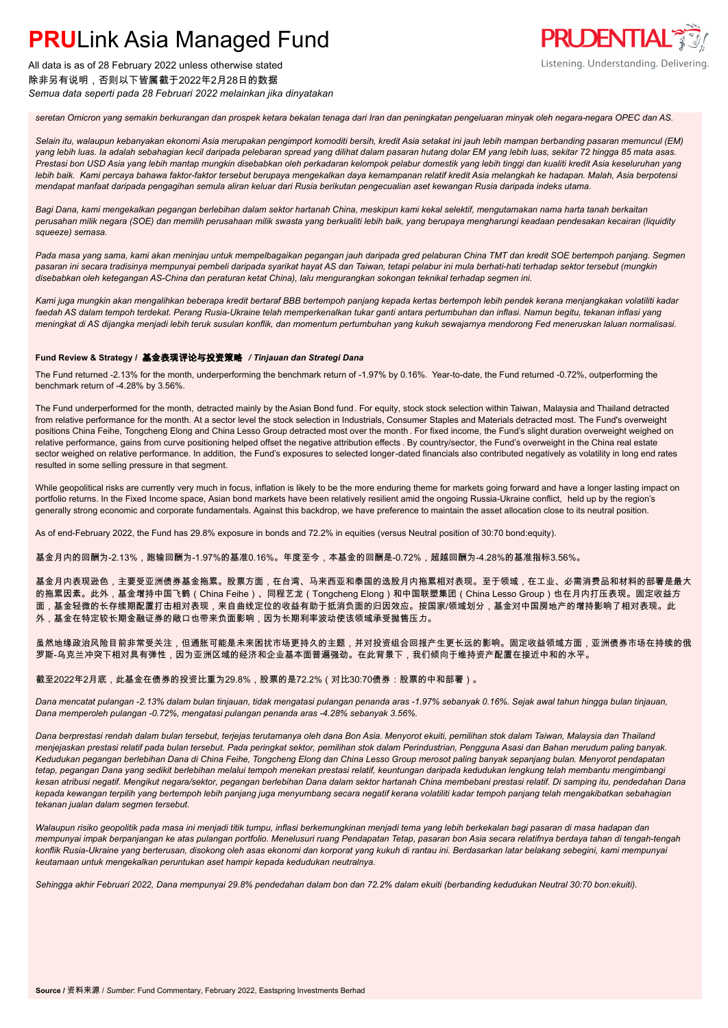*seretan Omicron yang semakin berkurangan dan prospek ketara bekalan tenaga dari Iran dan peningkatan pengeluaran minyak oleh negara-negara OPEC dan AS.*

*Selain itu, walaupun kebanyakan ekonomi Asia merupakan pengimport komoditi bersih, kredit Asia setakat ini jauh lebih mampan berbanding pasaran memuncul (EM) yang lebih luas. Ia adalah sebahagian kecil daripada pelebaran spread yang dilihat dalam pasaran hutang dolar EM yang lebih luas, sekitar 72 hingga 85 mata asas. Prestasi bon USD Asia yang lebih mantap mungkin disebabkan oleh perkadaran kelompok pelabur domestik yang lebih tinggi dan kualiti kredit Asia keseluruhan yang lebih baik. Kami percaya bahawa faktor-faktor tersebut berupaya mengekalkan daya kemampanan relatif kredit Asia melangkah ke hadapan. Malah, Asia berpotensi mendapat manfaat daripada pengagihan semula aliran keluar dari Rusia berikutan pengecualian aset kewangan Rusia daripada indeks utama.*

*Bagi Dana, kami mengekalkan pegangan berlebihan dalam sektor hartanah China, meskipun kami kekal selektif, mengutamakan nama harta tanah berkaitan perusahan milik negara (SOE) dan memilih perusahaan milik swasta yang berkualiti lebih baik, yang berupaya mengharungi keadaan pendesakan kecairan (liquidity squeeze) semasa.*

*Pada masa yang sama, kami akan meninjau untuk mempelbagaikan pegangan jauh daripada gred pelaburan China TMT dan kredit SOE bertempoh panjang. Segmen pasaran ini secara tradisinya mempunyai pembeli daripada syarikat hayat AS dan Taiwan, tetapi pelabur ini mula berhati-hati terhadap sektor tersebut (mungkin disebabkan oleh ketegangan AS-China dan peraturan ketat China), lalu mengurangkan sokongan teknikal terhadap segmen ini.*

*Kami juga mungkin akan mengalihkan beberapa kredit bertaraf BBB bertempoh panjang kepada kertas bertempoh lebih pendek kerana menjangkakan volatiliti kadar faedah AS dalam tempoh terdekat. Perang Rusia-Ukraine telah memperkenalkan tukar ganti antara pertumbuhan dan inflasi. Namun begitu, tekanan inflasi yang meningkat di AS dijangka menjadi lebih teruk susulan konflik, dan momentum pertumbuhan yang kukuh sewajarnya mendorong Fed meneruskan laluan normalisasi.*

**Fund Review & Strategy / 基金表现评论与投资策略 / *Tinjauan dan Strategi Dana***

The Fund returned -2.13% for the month, underperforming the benchmark return of -1.97% by 0.16%. Year-to-date, the Fund returned -0.72%, outperforming the benchmark return of -4.28% by 3.56%.

The Fund underperformed for the month, detracted mainly by the Asian Bond fund. For equity, stock stock selection within Taiwan, Malaysia and Thailand detracted from relative performance for the month. At a sector level the stock selection in Industrials, Consumer Staples and Materials detracted most. The Fund's overweight positions China Feihe, Tongcheng Elong and China Lesso Group detracted most over the month. For fixed income, the Fund's slight duration overweight weighed on relative performance, gains from curve positioning helped offset the negative attribution effects. By country/sector, the Fund's overweight in the China real estate sector weighed on relative performance. In addition, the Fund's exposures to selected longer-dated financials also contributed negatively as volatility in long end rates resulted in some selling pressure in that segment.

While geopolitical risks are currently very much in focus, inflation is likely to be the more enduring theme for markets going forward and have a longer lasting impact on portfolio returns. In the Fixed Income space, Asian bond markets have been relatively resilient amid the ongoing Russia-Ukraine conflict, held up by the region's generally strong economic and corporate fundamentals. Against this backdrop, we have preference to maintain the asset allocation close to its neutral position.

As of end-February 2022, the Fund has 29.8% exposure in bonds and 72.2% in equities (versus Neutral position of 30:70 bond:equity).

基金月内的回酬为-2.13%，跑输回酬为-1.97%的基准0.16%。年度至今，本基金的回酬是-0.72%，超越回酬为-4.28%的基准指标3.56%。

基金月内表现逊色，主要受亚洲债券基金拖累。股票方面，在台湾、马来西亚和泰国的选股月内拖累相对表现。至于领域，在工业、必需消费品和材料的部署是最大的拖累因素。此外，基金增持中国飞鹤（China Feihe）、同程艺龙（Tongcheng Elong）和中国联塑集团（China Lesso Group）也在月内打压表现。固定收益方面，基金轻微的长存续期配置打击相对表现，来自曲线定位的收益有助于抵消负面的归因效应。按国家/领域划分，基金对中国房地产的增持影响了相对表现。此外，基金在特定较长期金融证券的敞口也带来负面影响，因为长期利率波动使该领域承受抛售压力。

虽然地缘政治风险目前非常受关注，但通胀可能是未来困扰市场更持久的主题，并对投资组合回报产生更长远的影响。固定收益领域方面，亚洲债券市场在持续的俄罗斯-乌克兰冲突下相对具有弹性，因为亚洲区域的经济和企业基本面普遍强劲。在此背景下，我们倾向于维持资产配置在接近中和的水平。

截至2022年2月底，此基金在债券的投资比重为29.8%，股票的是72.2%（对比30:70债券：股票的中和部署）。

*Dana mencatat pulangan -2.13% dalam bulan tinjauan, tidak mengatasi pulangan penanda aras -1.97% sebanyak 0.16%. Sejak awal tahun hingga bulan tinjauan, Dana memperoleh pulangan -0.72%, mengatasi pulangan penanda aras -4.28% sebanyak 3.56%.*

*Dana berprestasi rendah dalam bulan tersebut, terjejas terutamanya oleh dana Bon Asia. Menyorot ekuiti, pemilihan stok dalam Taiwan, Malaysia dan Thailand menjejaskan prestasi relatif pada bulan tersebut. Pada peringkat sektor, pemilihan stok dalam Perindustrian, Pengguna Asasi dan Bahan merudum paling banyak. Kedudukan pegangan berlebihan Dana di China Feihe, Tongcheng Elong dan China Lesso Group merosot paling banyak sepanjang bulan. Menyorot pendapatan tetap, pegangan Dana yang sedikit berlebihan melalui tempoh menekan prestasi relatif, keuntungan daripada kedudukan lengkung telah membantu mengimbangi kesan atribusi negatif. Mengikut negara/sektor, pegangan berlebihan Dana dalam sektor hartanah China membebani prestasi relatif. Di samping itu, pendedahan Dana kepada kewangan terpilih yang bertempoh lebih panjang juga menyumbang secara negatif kerana volatiliti kadar tempoh panjang telah mengakibatkan sebahagian tekanan jualan dalam segmen tersebut.*

*Walaupun risiko geopolitik pada masa ini menjadi titik tumpu, inflasi berkemungkinan menjadi tema yang lebih berkekalan bagi pasaran di masa hadapan dan mempunyai impak berpanjangan ke atas pulangan portfolio. Menelusuri ruang Pendapatan Tetap, pasaran bon Asia secara relatifnya berdaya tahan di tengah-tengah konflik Rusia-Ukraine yang berterusan, disokong oleh asas ekonomi dan korporat yang kukuh di rantau ini. Berdasarkan latar belakang sebegini, kami mempunyai keutamaan untuk mengekalkan peruntukan aset hampir kepada kedudukan neutralnya.*

*Sehingga akhir Februari 2022, Dana mempunyai 29.8% pendedahan dalam bon dan 72.2% dalam ekuiti (berbanding kedudukan Neutral 30:70 bon:ekuiti).*

**Source** / 资料来源 / *Sumber*: Fund Commentary, February 2022, Eastspring Investments Berhad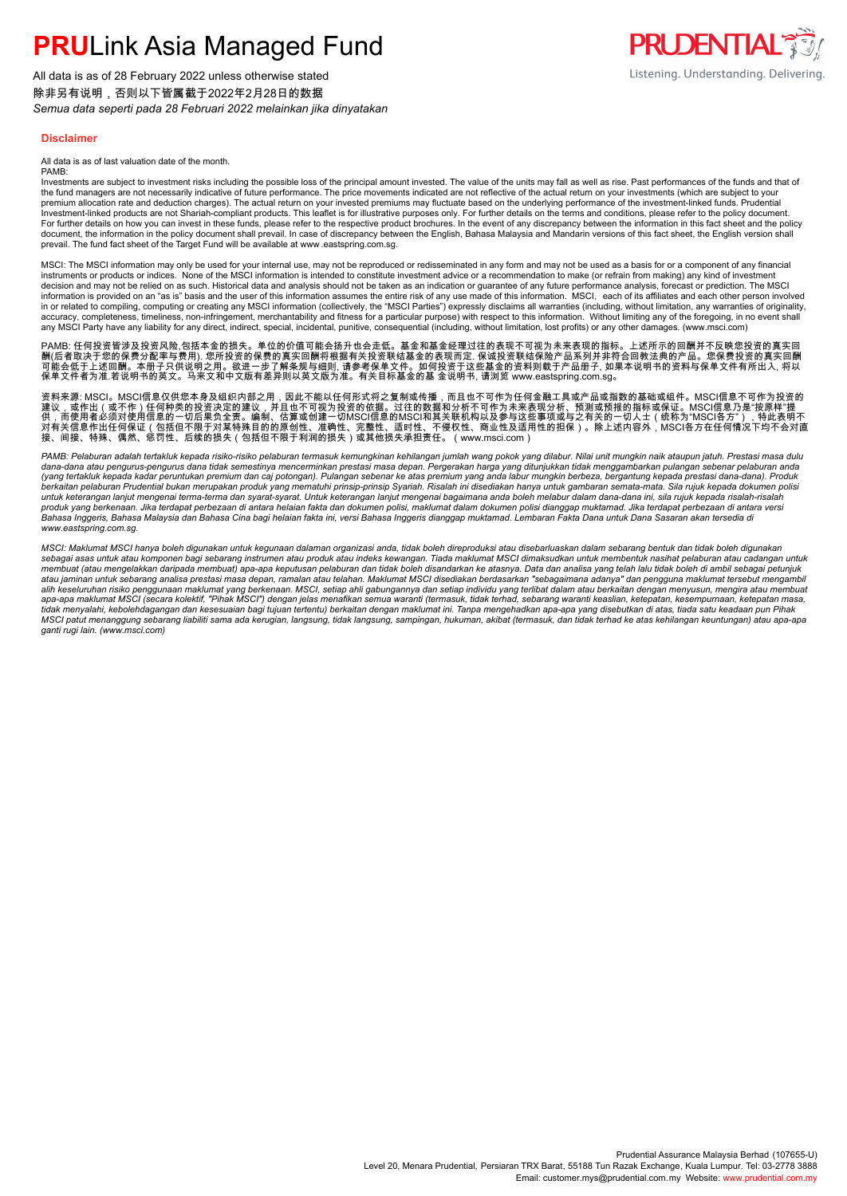# PRULink Asia Managed Fund

All data is as of 28 February 2022 unless otherwise stated
除非另有说明，否则以下皆属截于2022年2月28日的数据
*Semua data seperti pada 28 Februari 2022 melainkan jika dinyatakan*

PRUDENTIAL
Listening. Understanding. Delivering.

## Disclaimer

All data is as of last valuation date of the month.
PAMB:
Investments are subject to investment risks including the possible loss of the principal amount invested. The value of the units may fall as well as rise. Past performances of the funds and that of the fund managers are not necessarily indicative of future performance. The price movements indicated are not reflective of the actual return on your investments (which are subject to your premium allocation rate and deduction charges). The actual return on your invested premiums may fluctuate based on the underlying performance of the investment-linked funds. Prudential Investment-linked products are not Shariah-compliant products. This leaflet is for illustrative purposes only. For further details on the terms and conditions, please refer to the policy document. For further details on how you can invest in these funds, please refer to the respective product brochures. In the event of any discrepancy between the information in this fact sheet and the policy document, the information in the policy document shall prevail. In case of discrepancy between the English, Bahasa Malaysia and Mandarin versions of this fact sheet, the English version shall prevail. The fund fact sheet of the Target Fund will be available at www.eastspring.com.sg.

MSCI: The MSCI information may only be used for your internal use, may not be reproduced or redisseminated in any form and may not be used as a basis for or a component of any financial instruments or products or indices. None of the MSCI information is intended to constitute investment advice or a recommendation to make (or refrain from making) any kind of investment decision and may not be relied on as such. Historical data and analysis should not be taken as an indication or guarantee of any future performance analysis, forecast or prediction. The MSCI information is provided on an "as is" basis and the user of this information assumes the entire risk of any use made of this information. MSCI, each of its affiliates and each other person involved in or related to compiling, computing or creating any MSCI information (collectively, the "MSCI Parties") expressly disclaims all warranties (including, without limitation, any warranties of originality, accuracy, completeness, timeliness, non-infringement, merchantability and fitness for a particular purpose) with respect to this information. Without limiting any of the foregoing, in no event shall any MSCI Party have any liability for any direct, indirect, special, incidental, punitive, consequential (including, without limitation, lost profits) or any other damages. (www.msci.com)

PAMB: 任何投资皆涉及投资风险,包括本金的损失。单位的价值可能会扬升也会走低。基金和基金经理过往的表现不可视为未来表现的指标。上述所示的回酬并不反映您投资的真实回酬(后者取决于您的保费分配率与费用). 您所投资的保费的真实回酬将根据有关投资联结基金的表现而定. 保诚投资联结保险产品系列并非符合回教法典的产品。您保费投资的真实回酬可能会低于上述回酬。本册子只供说明之用。欲进一步了解条规与细则, 请参考保单文件。如何投资于这些基金的资料则载于产品册子, 如果本说明书的资料与保单文件有所出入, 将以保单文件者为准.若说明书的英文。马来文和中文版有差异则以英文版为准。有关目标基金的基 金说明书, 请浏览 www.eastspring.com.sg。

资料来源: MSCI。MSCI信息仅供您本身及组织内部之用，因此不能以任何形式将之复制或传播，而且也不可作为任何金融工具或产品或指数的基础或组件。MSCI信息不可作为投资的建议，或作出（或不作）任何种类的投资决定的建议，并且也不可视为投资的依据。过往的数据和分析不可作为未来表现分析、预测或预报的指标或保证。MSCI信息乃是"按原样"提供，而使用者必须对使用信息的一切后果负全责。编制、估算或创建一切MSCI信息的MSCI和其关联机构以及参与这些事项或与之有关的一切人士（统称为"MSCI各方"），特此表明不对有关信息作出任何保证（包括但不限于对某特殊目的的原创性、准确性、完整性、适时性、不侵权性、商业性及适用性的担保）。除上述内容外，MSCI各方在任何情况下均不会对直接、间接、特殊、偶然、惩罚性、后续的损失（包括但不限于利润的损失）或其他损失承担责任。（www.msci.com）

*PAMB: Pelaburan adalah tertakluk kepada risiko-risiko pelaburan termasuk kemungkinan kehilangan jumlah wang pokok yang dilabur. Nilai unit mungkin naik ataupun jatuh. Prestasi masa dulu dana-dana atau pengurus-pengurus dana tidak semestinya mencerminkan prestasi masa depan. Pergerakan harga yang ditunjukkan tidak menggambarkan pulangan sebenar pelaburan anda (yang tertakluk kepada kadar peruntukan premium dan caj potongan). Pulangan sebenar ke atas premium yang anda labur mungkin berbeza, bergantung kepada prestasi dana-dana). Produk berkaitan pelaburan Prudential bukan merupakan produk yang mematuhi prinsip-prinsip Syariah. Risalah ini disediakan hanya untuk gambaran semata-mata. Sila rujuk kepada dokumen polisi untuk keterangan lanjut mengenai terma-terma dan syarat-syarat. Untuk keterangan lanjut mengenai bagaimana anda boleh melabur dalam dana-dana ini, sila rujuk kepada risalah-risalah produk yang berkenaan. Jika terdapat perbezaan di antara helaian fakta dan dokumen polisi, maklumat dalam dokumen polisi dianggap muktamad. Jika terdapat perbezaan di antara versi Bahasa Inggeris, Bahasa Malaysia dan Bahasa Cina bagi helaian fakta ini, versi Bahasa Inggeris dianggap muktamad. Lembaran Fakta Dana untuk Dana Sasaran akan tersedia di www.eastspring.com.sg.*

*MSCI: Maklumat MSCI hanya boleh digunakan untuk kegunaan dalaman organizasi anda, tidak boleh direproduksi atau disebarluaskan dalam sebarang bentuk dan tidak boleh digunakan sebagai asas untuk atau komponen bagi sebarang instrumen atau produk atau indeks kewangan. Tiada maklumat MSCI dimaksudkan untuk membentuk nasihat pelaburan atau cadangan untuk membuat (atau mengelakkan daripada membuat) apa-apa keputusan pelaburan dan tidak boleh disandarkan ke atasnya. Data dan analisa yang telah lalu tidak boleh di ambil sebagai petunjuk atau jaminan untuk sebarang analisa prestasi masa depan, ramalan atau telahan. Maklumat MSCI disediakan berdasarkan "sebagaimana adanya" dan pengguna maklumat tersebut mengambil alih keseluruhan risiko penggunaan maklumat yang berkenaan. MSCI, setiap ahli gabungannya dan setiap individu yang terlibat dalam atau berkaitan dengan menyusun, mengira atau membuat apa-apa maklumat MSCI (secara kolektif, "Pihak MSCI") dengan jelas menafikan semua waranti (termasuk, tidak terhad, sebarang waranti keaslian, ketepatan, kesempurnaan, ketepatan masa, tidak menyalahi, kebolehdagangan dan kesesuaian bagi tujuan tertentu) berkaitan dengan maklumat ini. Tanpa mengehadkan apa-apa yang disebutkan di atas, tiada satu keadaan pun Pihak MSCI patut menanggung sebarang liabiliti sama ada kerugian, langsung, tidak langsung, sampingan, hukuman, akibat (termasuk, dan tidak terhad ke atas kehilangan keuntungan) atau apa-apa ganti rugi lain. (www.msci.com)*

Prudential Assurance Malaysia Berhad (107655-U)
Level 20, Menara Prudential, Persiaran TRX Barat, 55188 Tun Razak Exchange, Kuala Lumpur. Tel: 03-2778 3888
Email: customer.mys@prudential.com.my Website: www.prudential.com.my